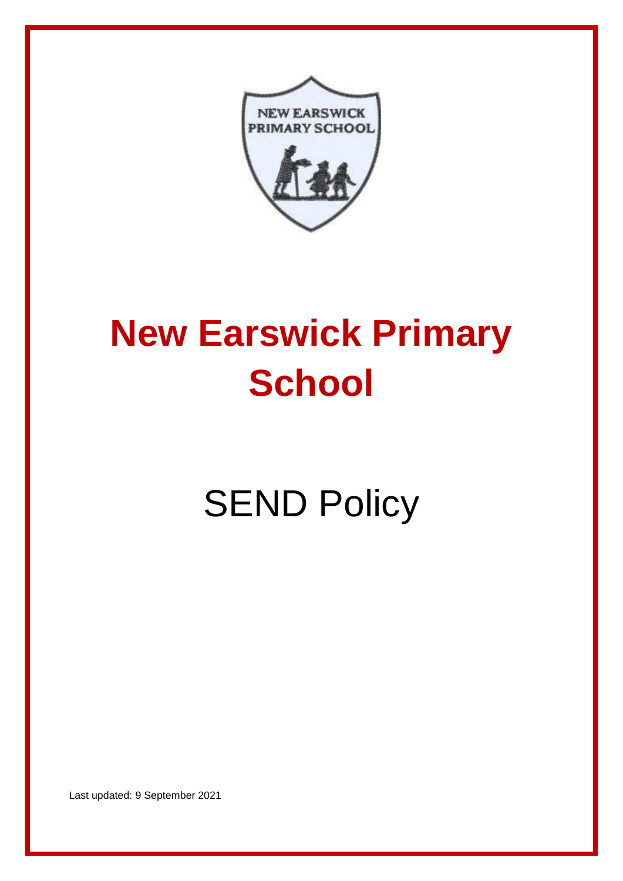# New Earswick Primary School

SEND Policy

Last updated: 9 September 2021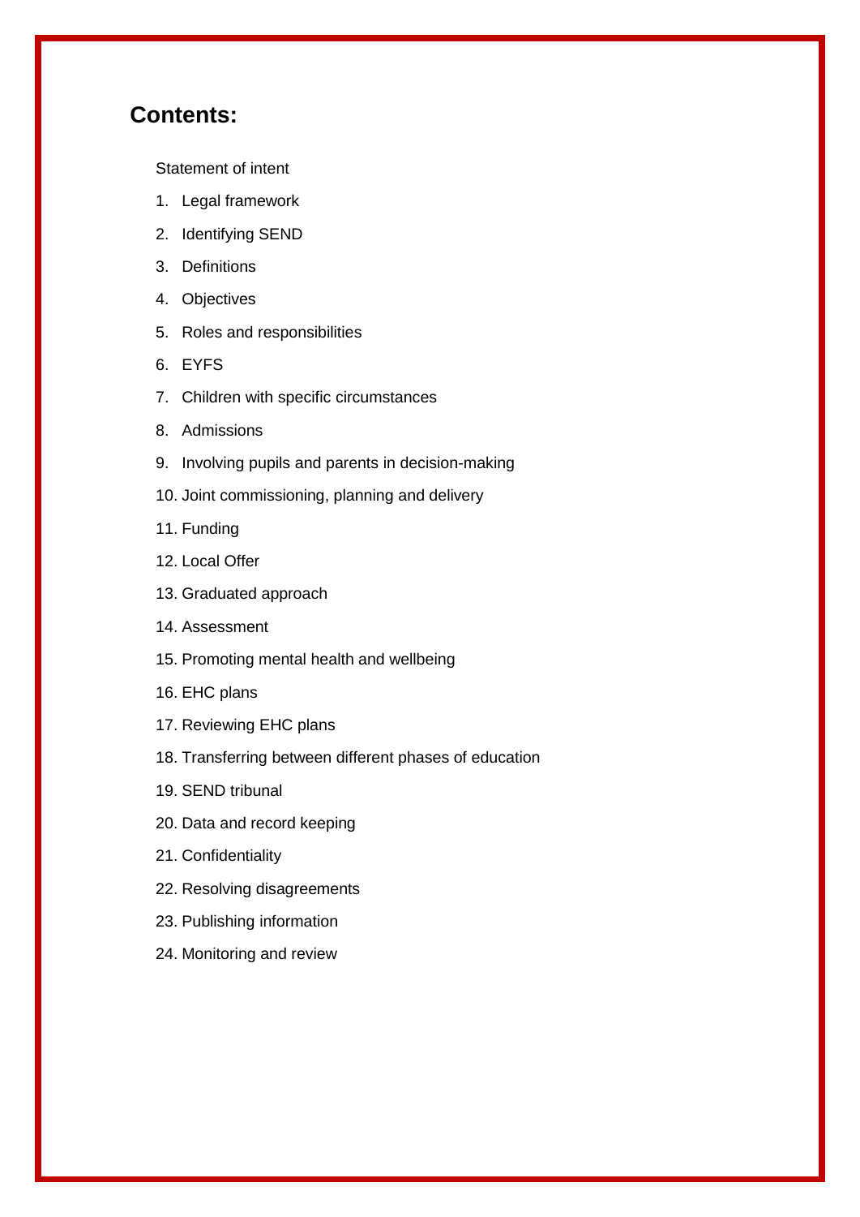## Contents:

Statement of intent

1. Legal framework
2. Identifying SEND
3. Definitions
4. Objectives
5. Roles and responsibilities
6. EYFS
7. Children with specific circumstances
8. Admissions
9. Involving pupils and parents in decision-making
10. Joint commissioning, planning and delivery
11. Funding
12. Local Offer
13. Graduated approach
14. Assessment
15. Promoting mental health and wellbeing
16. EHC plans
17. Reviewing EHC plans
18. Transferring between different phases of education
19. SEND tribunal
20. Data and record keeping
21. Confidentiality
22. Resolving disagreements
23. Publishing information
24. Monitoring and review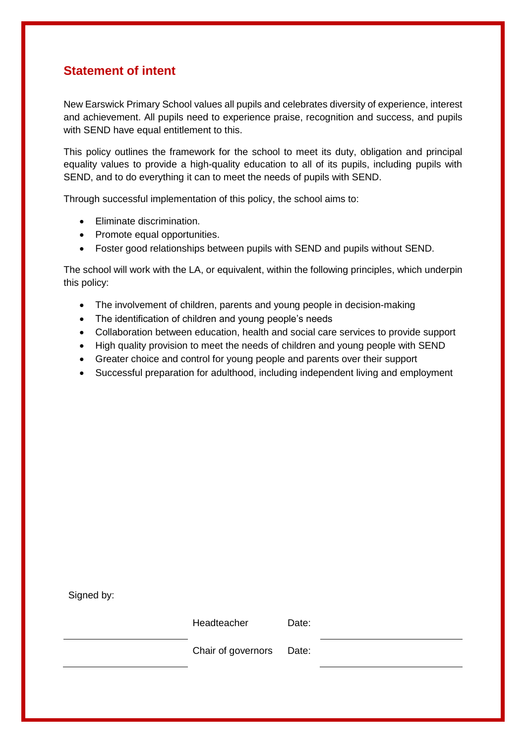## Statement of intent

New Earswick Primary School values all pupils and celebrates diversity of experience, interest and achievement. All pupils need to experience praise, recognition and success, and pupils with SEND have equal entitlement to this.

This policy outlines the framework for the school to meet its duty, obligation and principal equality values to provide a high-quality education to all of its pupils, including pupils with SEND, and to do everything it can to meet the needs of pupils with SEND.

Through successful implementation of this policy, the school aims to:

- Eliminate discrimination.
- Promote equal opportunities.
- Foster good relationships between pupils with SEND and pupils without SEND.

The school will work with the LA, or equivalent, within the following principles, which underpin this policy:

- The involvement of children, parents and young people in decision-making
- The identification of children and young people's needs
- Collaboration between education, health and social care services to provide support
- High quality provision to meet the needs of children and young people with SEND
- Greater choice and control for young people and parents over their support
- Successful preparation for adulthood, including independent living and employment

Signed by:

| | | | |
|---|---|---|---|
| ____________________ | Headteacher | Date: | ____________________ |
| ____________________ | Chair of governors | Date: | ____________________ |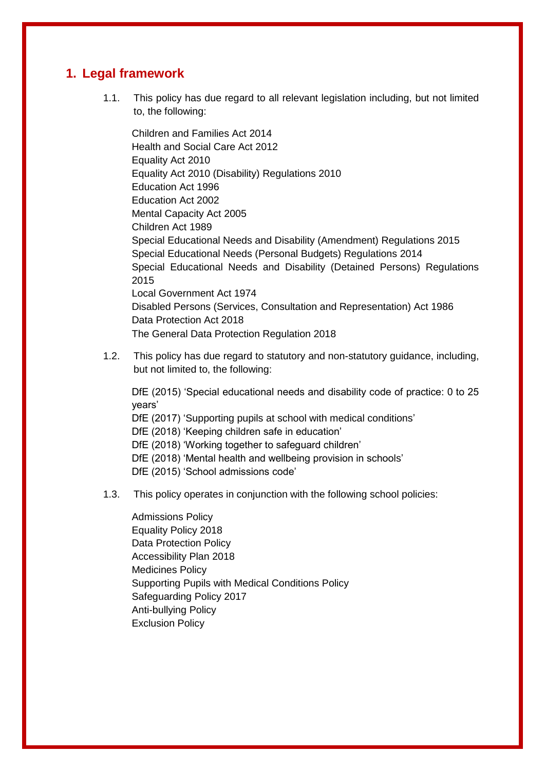## 1. Legal framework

1.1. This policy has due regard to all relevant legislation including, but not limited to, the following:

Children and Families Act 2014
Health and Social Care Act 2012
Equality Act 2010
Equality Act 2010 (Disability) Regulations 2010
Education Act 1996
Education Act 2002
Mental Capacity Act 2005
Children Act 1989
Special Educational Needs and Disability (Amendment) Regulations 2015
Special Educational Needs (Personal Budgets) Regulations 2014
Special Educational Needs and Disability (Detained Persons) Regulations 2015
Local Government Act 1974
Disabled Persons (Services, Consultation and Representation) Act 1986
Data Protection Act 2018
The General Data Protection Regulation 2018

1.2. This policy has due regard to statutory and non-statutory guidance, including, but not limited to, the following:

DfE (2015) 'Special educational needs and disability code of practice: 0 to 25 years'
DfE (2017) 'Supporting pupils at school with medical conditions'
DfE (2018) 'Keeping children safe in education'
DfE (2018) 'Working together to safeguard children'
DfE (2018) 'Mental health and wellbeing provision in schools'
DfE (2015) 'School admissions code'

1.3. This policy operates in conjunction with the following school policies:

Admissions Policy
Equality Policy 2018
Data Protection Policy
Accessibility Plan 2018
Medicines Policy
Supporting Pupils with Medical Conditions Policy
Safeguarding Policy 2017
Anti-bullying Policy
Exclusion Policy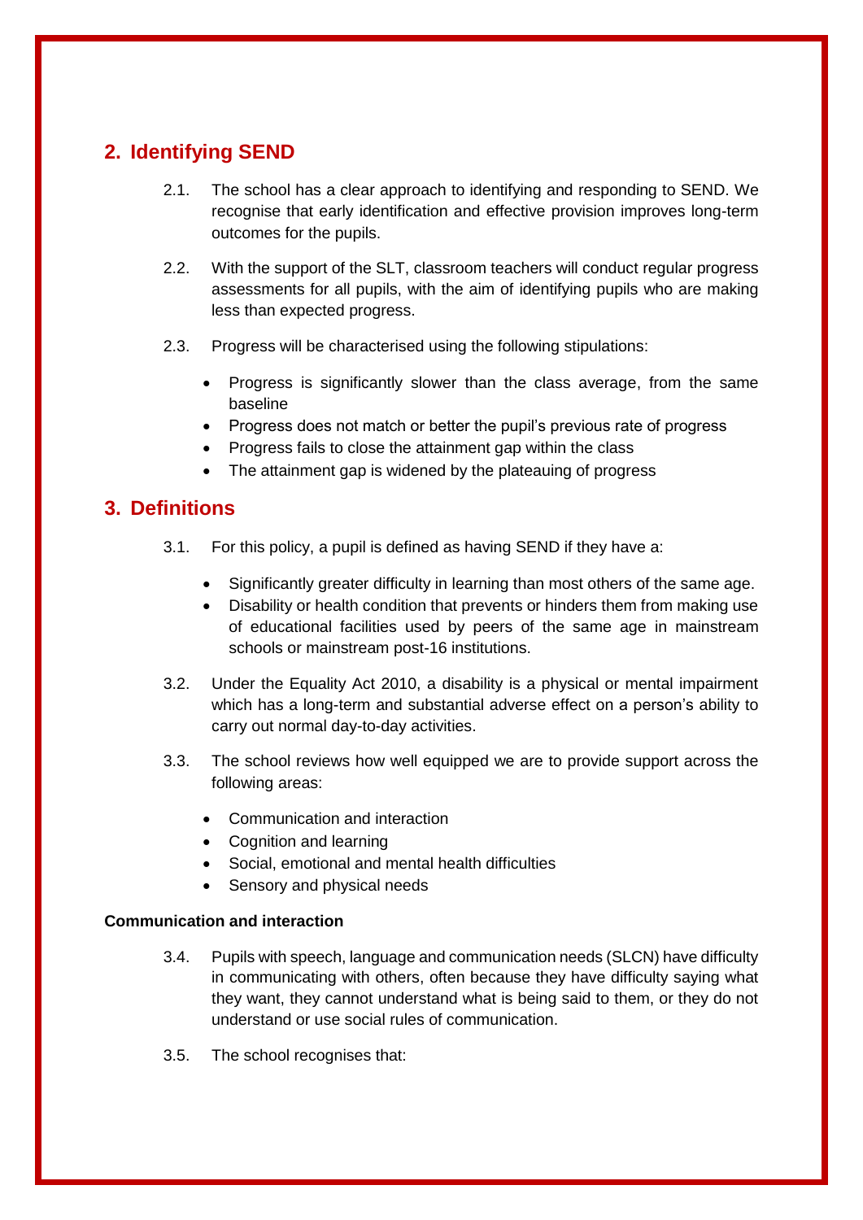## 2. Identifying SEND

2.1. The school has a clear approach to identifying and responding to SEND. We recognise that early identification and effective provision improves long-term outcomes for the pupils.

2.2. With the support of the SLT, classroom teachers will conduct regular progress assessments for all pupils, with the aim of identifying pupils who are making less than expected progress.

2.3. Progress will be characterised using the following stipulations:

- Progress is significantly slower than the class average, from the same baseline
- Progress does not match or better the pupil's previous rate of progress
- Progress fails to close the attainment gap within the class
- The attainment gap is widened by the plateauing of progress

## 3. Definitions

3.1. For this policy, a pupil is defined as having SEND if they have a:

- Significantly greater difficulty in learning than most others of the same age.
- Disability or health condition that prevents or hinders them from making use of educational facilities used by peers of the same age in mainstream schools or mainstream post-16 institutions.

3.2. Under the Equality Act 2010, a disability is a physical or mental impairment which has a long-term and substantial adverse effect on a person's ability to carry out normal day-to-day activities.

3.3. The school reviews how well equipped we are to provide support across the following areas:

- Communication and interaction
- Cognition and learning
- Social, emotional and mental health difficulties
- Sensory and physical needs

**Communication and interaction**

3.4. Pupils with speech, language and communication needs (SLCN) have difficulty in communicating with others, often because they have difficulty saying what they want, they cannot understand what is being said to them, or they do not understand or use social rules of communication.

3.5. The school recognises that: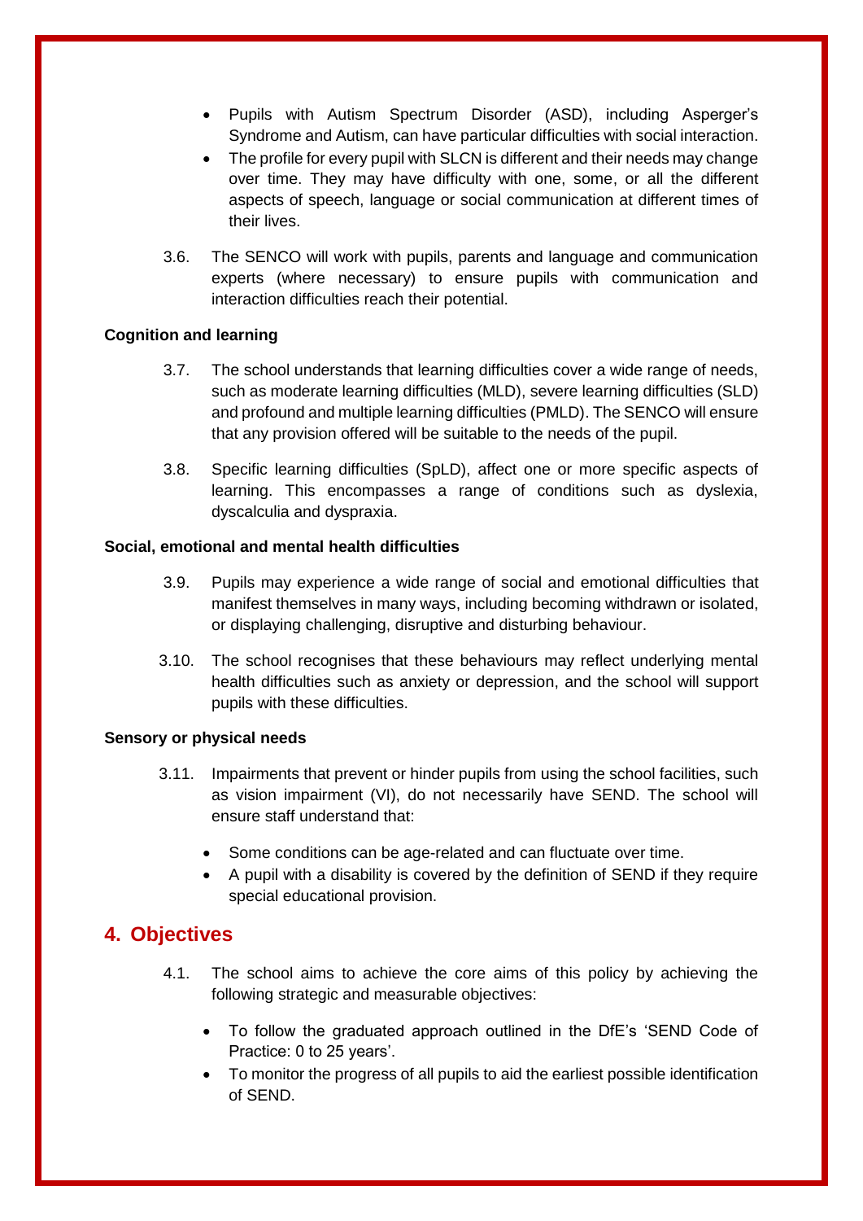- Pupils with Autism Spectrum Disorder (ASD), including Asperger's Syndrome and Autism, can have particular difficulties with social interaction.
- The profile for every pupil with SLCN is different and their needs may change over time. They may have difficulty with one, some, or all the different aspects of speech, language or social communication at different times of their lives.

3.6. The SENCO will work with pupils, parents and language and communication experts (where necessary) to ensure pupils with communication and interaction difficulties reach their potential.

**Cognition and learning**

3.7. The school understands that learning difficulties cover a wide range of needs, such as moderate learning difficulties (MLD), severe learning difficulties (SLD) and profound and multiple learning difficulties (PMLD). The SENCO will ensure that any provision offered will be suitable to the needs of the pupil.

3.8. Specific learning difficulties (SpLD), affect one or more specific aspects of learning. This encompasses a range of conditions such as dyslexia, dyscalculia and dyspraxia.

**Social, emotional and mental health difficulties**

3.9. Pupils may experience a wide range of social and emotional difficulties that manifest themselves in many ways, including becoming withdrawn or isolated, or displaying challenging, disruptive and disturbing behaviour.

3.10. The school recognises that these behaviours may reflect underlying mental health difficulties such as anxiety or depression, and the school will support pupils with these difficulties.

**Sensory or physical needs**

3.11. Impairments that prevent or hinder pupils from using the school facilities, such as vision impairment (VI), do not necessarily have SEND. The school will ensure staff understand that:

- Some conditions can be age-related and can fluctuate over time.
- A pupil with a disability is covered by the definition of SEND if they require special educational provision.

## 4. Objectives

4.1. The school aims to achieve the core aims of this policy by achieving the following strategic and measurable objectives:

- To follow the graduated approach outlined in the DfE's 'SEND Code of Practice: 0 to 25 years'.
- To monitor the progress of all pupils to aid the earliest possible identification of SEND.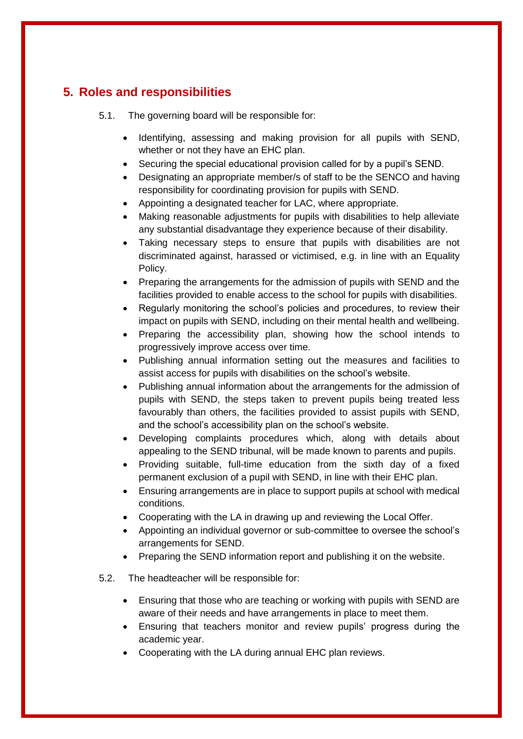## 5. Roles and responsibilities

5.1. The governing board will be responsible for:

- Identifying, assessing and making provision for all pupils with SEND, whether or not they have an EHC plan.
- Securing the special educational provision called for by a pupil's SEND.
- Designating an appropriate member/s of staff to be the SENCO and having responsibility for coordinating provision for pupils with SEND.
- Appointing a designated teacher for LAC, where appropriate.
- Making reasonable adjustments for pupils with disabilities to help alleviate any substantial disadvantage they experience because of their disability.
- Taking necessary steps to ensure that pupils with disabilities are not discriminated against, harassed or victimised, e.g. in line with an Equality Policy.
- Preparing the arrangements for the admission of pupils with SEND and the facilities provided to enable access to the school for pupils with disabilities.
- Regularly monitoring the school's policies and procedures, to review their impact on pupils with SEND, including on their mental health and wellbeing.
- Preparing the accessibility plan, showing how the school intends to progressively improve access over time.
- Publishing annual information setting out the measures and facilities to assist access for pupils with disabilities on the school's website.
- Publishing annual information about the arrangements for the admission of pupils with SEND, the steps taken to prevent pupils being treated less favourably than others, the facilities provided to assist pupils with SEND, and the school's accessibility plan on the school's website.
- Developing complaints procedures which, along with details about appealing to the SEND tribunal, will be made known to parents and pupils.
- Providing suitable, full-time education from the sixth day of a fixed permanent exclusion of a pupil with SEND, in line with their EHC plan.
- Ensuring arrangements are in place to support pupils at school with medical conditions.
- Cooperating with the LA in drawing up and reviewing the Local Offer.
- Appointing an individual governor or sub-committee to oversee the school's arrangements for SEND.
- Preparing the SEND information report and publishing it on the website.

5.2. The headteacher will be responsible for:

- Ensuring that those who are teaching or working with pupils with SEND are aware of their needs and have arrangements in place to meet them.
- Ensuring that teachers monitor and review pupils' progress during the academic year.
- Cooperating with the LA during annual EHC plan reviews.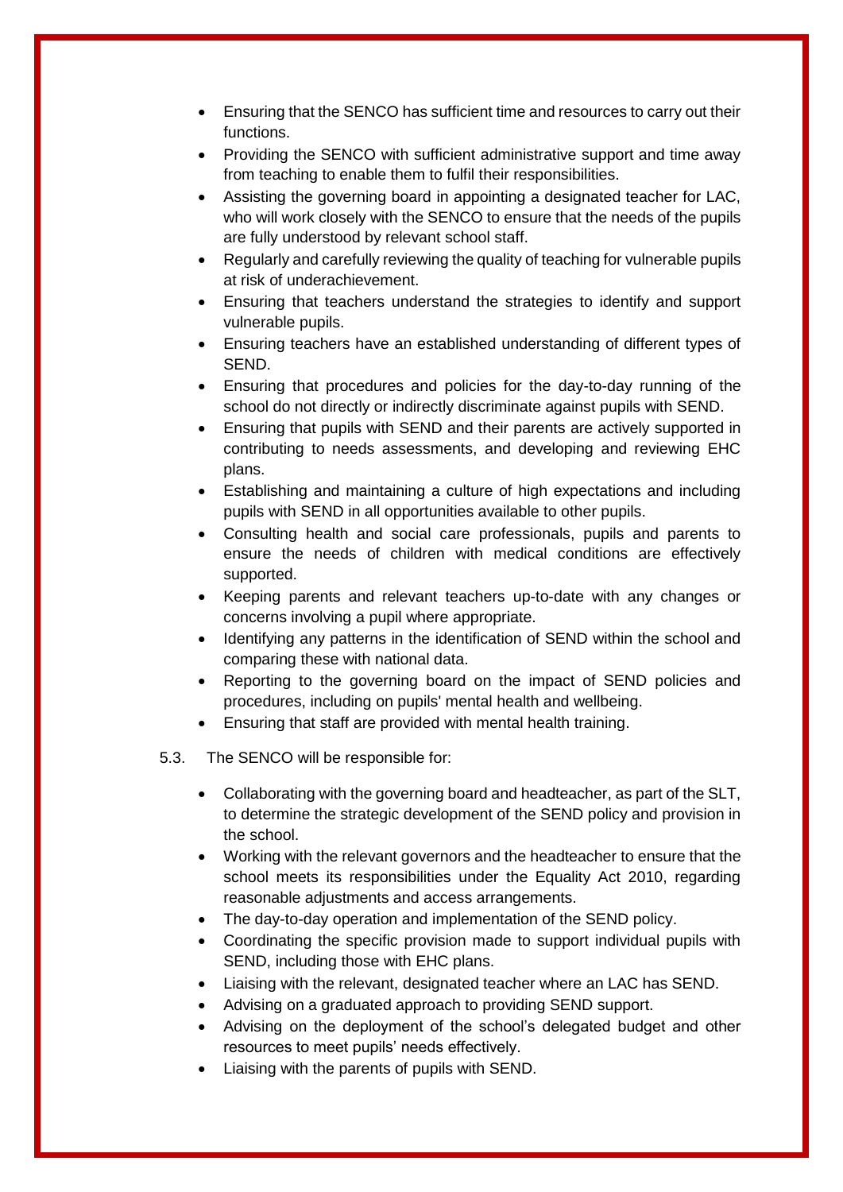- Ensuring that the SENCO has sufficient time and resources to carry out their functions.
- Providing the SENCO with sufficient administrative support and time away from teaching to enable them to fulfil their responsibilities.
- Assisting the governing board in appointing a designated teacher for LAC, who will work closely with the SENCO to ensure that the needs of the pupils are fully understood by relevant school staff.
- Regularly and carefully reviewing the quality of teaching for vulnerable pupils at risk of underachievement.
- Ensuring that teachers understand the strategies to identify and support vulnerable pupils.
- Ensuring teachers have an established understanding of different types of SEND.
- Ensuring that procedures and policies for the day-to-day running of the school do not directly or indirectly discriminate against pupils with SEND.
- Ensuring that pupils with SEND and their parents are actively supported in contributing to needs assessments, and developing and reviewing EHC plans.
- Establishing and maintaining a culture of high expectations and including pupils with SEND in all opportunities available to other pupils.
- Consulting health and social care professionals, pupils and parents to ensure the needs of children with medical conditions are effectively supported.
- Keeping parents and relevant teachers up-to-date with any changes or concerns involving a pupil where appropriate.
- Identifying any patterns in the identification of SEND within the school and comparing these with national data.
- Reporting to the governing board on the impact of SEND policies and procedures, including on pupils' mental health and wellbeing.
- Ensuring that staff are provided with mental health training.

5.3. The SENCO will be responsible for:

- Collaborating with the governing board and headteacher, as part of the SLT, to determine the strategic development of the SEND policy and provision in the school.
- Working with the relevant governors and the headteacher to ensure that the school meets its responsibilities under the Equality Act 2010, regarding reasonable adjustments and access arrangements.
- The day-to-day operation and implementation of the SEND policy.
- Coordinating the specific provision made to support individual pupils with SEND, including those with EHC plans.
- Liaising with the relevant, designated teacher where an LAC has SEND.
- Advising on a graduated approach to providing SEND support.
- Advising on the deployment of the school's delegated budget and other resources to meet pupils' needs effectively.
- Liaising with the parents of pupils with SEND.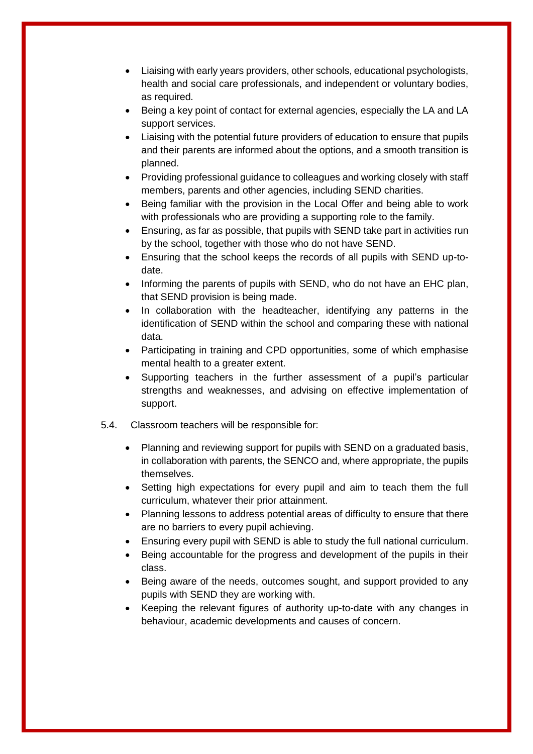- Liaising with early years providers, other schools, educational psychologists, health and social care professionals, and independent or voluntary bodies, as required.
- Being a key point of contact for external agencies, especially the LA and LA support services.
- Liaising with the potential future providers of education to ensure that pupils and their parents are informed about the options, and a smooth transition is planned.
- Providing professional guidance to colleagues and working closely with staff members, parents and other agencies, including SEND charities.
- Being familiar with the provision in the Local Offer and being able to work with professionals who are providing a supporting role to the family.
- Ensuring, as far as possible, that pupils with SEND take part in activities run by the school, together with those who do not have SEND.
- Ensuring that the school keeps the records of all pupils with SEND up-to-date.
- Informing the parents of pupils with SEND, who do not have an EHC plan, that SEND provision is being made.
- In collaboration with the headteacher, identifying any patterns in the identification of SEND within the school and comparing these with national data.
- Participating in training and CPD opportunities, some of which emphasise mental health to a greater extent.
- Supporting teachers in the further assessment of a pupil's particular strengths and weaknesses, and advising on effective implementation of support.

5.4. Classroom teachers will be responsible for:

- Planning and reviewing support for pupils with SEND on a graduated basis, in collaboration with parents, the SENCO and, where appropriate, the pupils themselves.
- Setting high expectations for every pupil and aim to teach them the full curriculum, whatever their prior attainment.
- Planning lessons to address potential areas of difficulty to ensure that there are no barriers to every pupil achieving.
- Ensuring every pupil with SEND is able to study the full national curriculum.
- Being accountable for the progress and development of the pupils in their class.
- Being aware of the needs, outcomes sought, and support provided to any pupils with SEND they are working with.
- Keeping the relevant figures of authority up-to-date with any changes in behaviour, academic developments and causes of concern.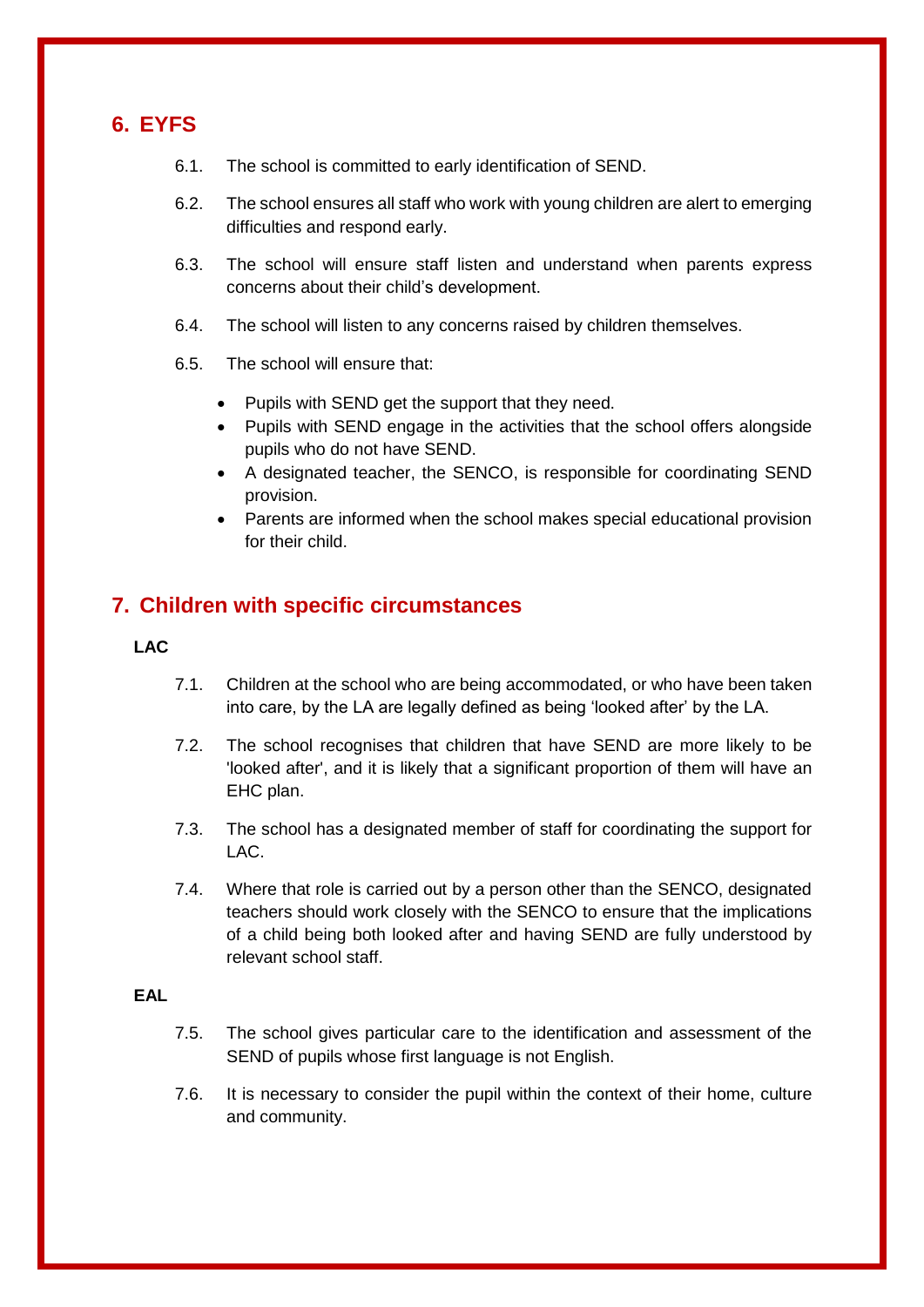## 6. EYFS

6.1. The school is committed to early identification of SEND.

6.2. The school ensures all staff who work with young children are alert to emerging difficulties and respond early.

6.3. The school will ensure staff listen and understand when parents express concerns about their child's development.

6.4. The school will listen to any concerns raised by children themselves.

6.5. The school will ensure that:

- Pupils with SEND get the support that they need.
- Pupils with SEND engage in the activities that the school offers alongside pupils who do not have SEND.
- A designated teacher, the SENCO, is responsible for coordinating SEND provision.
- Parents are informed when the school makes special educational provision for their child.

## 7. Children with specific circumstances

**LAC**

7.1. Children at the school who are being accommodated, or who have been taken into care, by the LA are legally defined as being 'looked after' by the LA.

7.2. The school recognises that children that have SEND are more likely to be 'looked after', and it is likely that a significant proportion of them will have an EHC plan.

7.3. The school has a designated member of staff for coordinating the support for LAC.

7.4. Where that role is carried out by a person other than the SENCO, designated teachers should work closely with the SENCO to ensure that the implications of a child being both looked after and having SEND are fully understood by relevant school staff.

**EAL**

7.5. The school gives particular care to the identification and assessment of the SEND of pupils whose first language is not English.

7.6. It is necessary to consider the pupil within the context of their home, culture and community.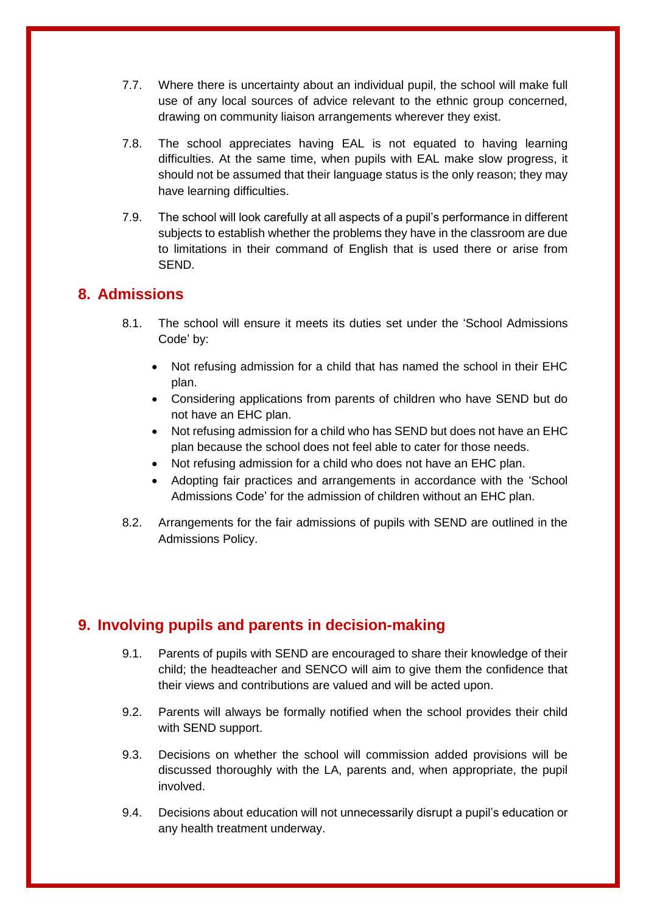7.7. Where there is uncertainty about an individual pupil, the school will make full use of any local sources of advice relevant to the ethnic group concerned, drawing on community liaison arrangements wherever they exist.

7.8. The school appreciates having EAL is not equated to having learning difficulties. At the same time, when pupils with EAL make slow progress, it should not be assumed that their language status is the only reason; they may have learning difficulties.

7.9. The school will look carefully at all aspects of a pupil's performance in different subjects to establish whether the problems they have in the classroom are due to limitations in their command of English that is used there or arise from SEND.

## 8. Admissions

8.1. The school will ensure it meets its duties set under the 'School Admissions Code' by:

- Not refusing admission for a child that has named the school in their EHC plan.
- Considering applications from parents of children who have SEND but do not have an EHC plan.
- Not refusing admission for a child who has SEND but does not have an EHC plan because the school does not feel able to cater for those needs.
- Not refusing admission for a child who does not have an EHC plan.
- Adopting fair practices and arrangements in accordance with the 'School Admissions Code' for the admission of children without an EHC plan.

8.2. Arrangements for the fair admissions of pupils with SEND are outlined in the Admissions Policy.

## 9. Involving pupils and parents in decision-making

9.1. Parents of pupils with SEND are encouraged to share their knowledge of their child; the headteacher and SENCO will aim to give them the confidence that their views and contributions are valued and will be acted upon.

9.2. Parents will always be formally notified when the school provides their child with SEND support.

9.3. Decisions on whether the school will commission added provisions will be discussed thoroughly with the LA, parents and, when appropriate, the pupil involved.

9.4. Decisions about education will not unnecessarily disrupt a pupil's education or any health treatment underway.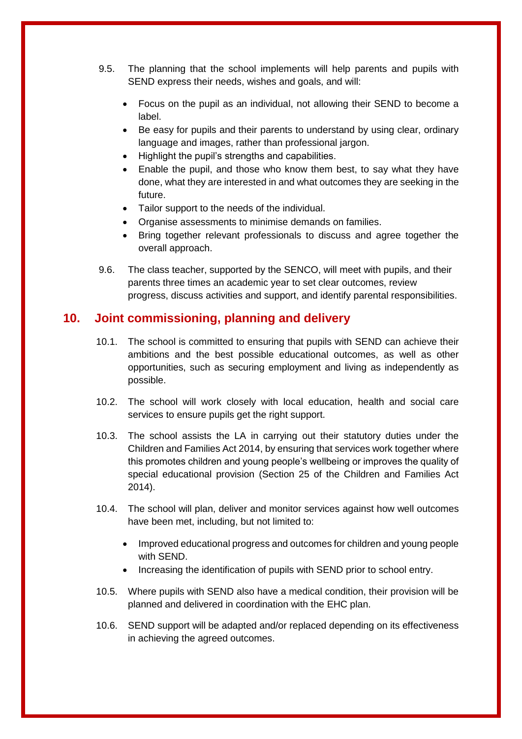9.5. The planning that the school implements will help parents and pupils with SEND express their needs, wishes and goals, and will:

- Focus on the pupil as an individual, not allowing their SEND to become a label.
- Be easy for pupils and their parents to understand by using clear, ordinary language and images, rather than professional jargon.
- Highlight the pupil's strengths and capabilities.
- Enable the pupil, and those who know them best, to say what they have done, what they are interested in and what outcomes they are seeking in the future.
- Tailor support to the needs of the individual.
- Organise assessments to minimise demands on families.
- Bring together relevant professionals to discuss and agree together the overall approach.

9.6. The class teacher, supported by the SENCO, will meet with pupils, and their parents three times an academic year to set clear outcomes, review progress, discuss activities and support, and identify parental responsibilities.

## 10. Joint commissioning, planning and delivery

10.1. The school is committed to ensuring that pupils with SEND can achieve their ambitions and the best possible educational outcomes, as well as other opportunities, such as securing employment and living as independently as possible.

10.2. The school will work closely with local education, health and social care services to ensure pupils get the right support.

10.3. The school assists the LA in carrying out their statutory duties under the Children and Families Act 2014, by ensuring that services work together where this promotes children and young people's wellbeing or improves the quality of special educational provision (Section 25 of the Children and Families Act 2014).

10.4. The school will plan, deliver and monitor services against how well outcomes have been met, including, but not limited to:

- Improved educational progress and outcomes for children and young people with SEND.
- Increasing the identification of pupils with SEND prior to school entry.

10.5. Where pupils with SEND also have a medical condition, their provision will be planned and delivered in coordination with the EHC plan.

10.6. SEND support will be adapted and/or replaced depending on its effectiveness in achieving the agreed outcomes.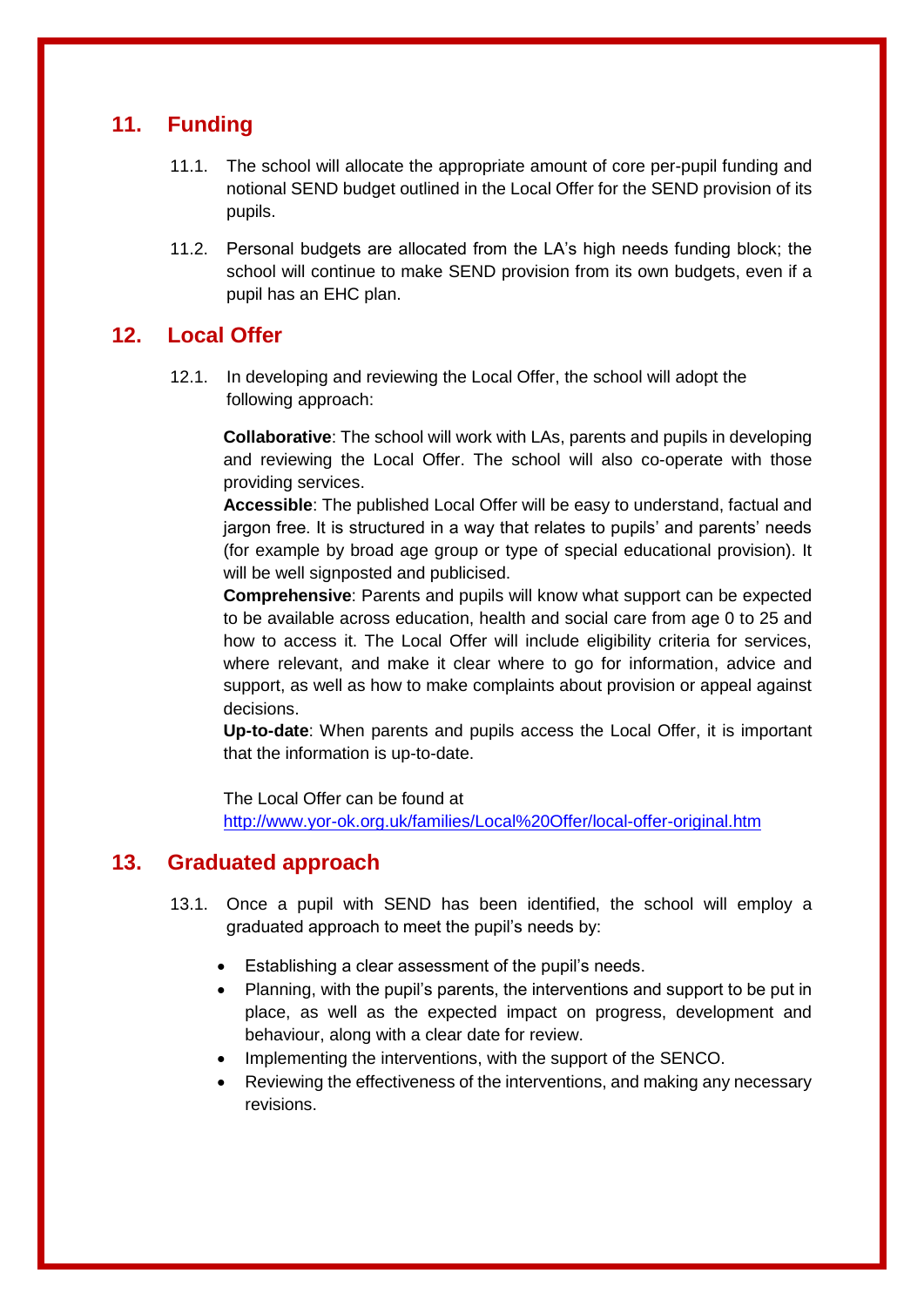## 11. Funding

11.1. The school will allocate the appropriate amount of core per-pupil funding and notional SEND budget outlined in the Local Offer for the SEND provision of its pupils.

11.2. Personal budgets are allocated from the LA's high needs funding block; the school will continue to make SEND provision from its own budgets, even if a pupil has an EHC plan.

## 12. Local Offer

12.1. In developing and reviewing the Local Offer, the school will adopt the following approach:

**Collaborative**: The school will work with LAs, parents and pupils in developing and reviewing the Local Offer. The school will also co-operate with those providing services.

**Accessible**: The published Local Offer will be easy to understand, factual and jargon free. It is structured in a way that relates to pupils' and parents' needs (for example by broad age group or type of special educational provision). It will be well signposted and publicised.

**Comprehensive**: Parents and pupils will know what support can be expected to be available across education, health and social care from age 0 to 25 and how to access it. The Local Offer will include eligibility criteria for services, where relevant, and make it clear where to go for information, advice and support, as well as how to make complaints about provision or appeal against decisions.

**Up-to-date**: When parents and pupils access the Local Offer, it is important that the information is up-to-date.

The Local Offer can be found at [http://www.yor-ok.org.uk/families/Local%20Offer/local-offer-original.htm](http://www.yor-ok.org.uk/families/Local%20Offer/local-offer-original.htm)

## 13. Graduated approach

13.1. Once a pupil with SEND has been identified, the school will employ a graduated approach to meet the pupil's needs by:

- Establishing a clear assessment of the pupil's needs.
- Planning, with the pupil's parents, the interventions and support to be put in place, as well as the expected impact on progress, development and behaviour, along with a clear date for review.
- Implementing the interventions, with the support of the SENCO.
- Reviewing the effectiveness of the interventions, and making any necessary revisions.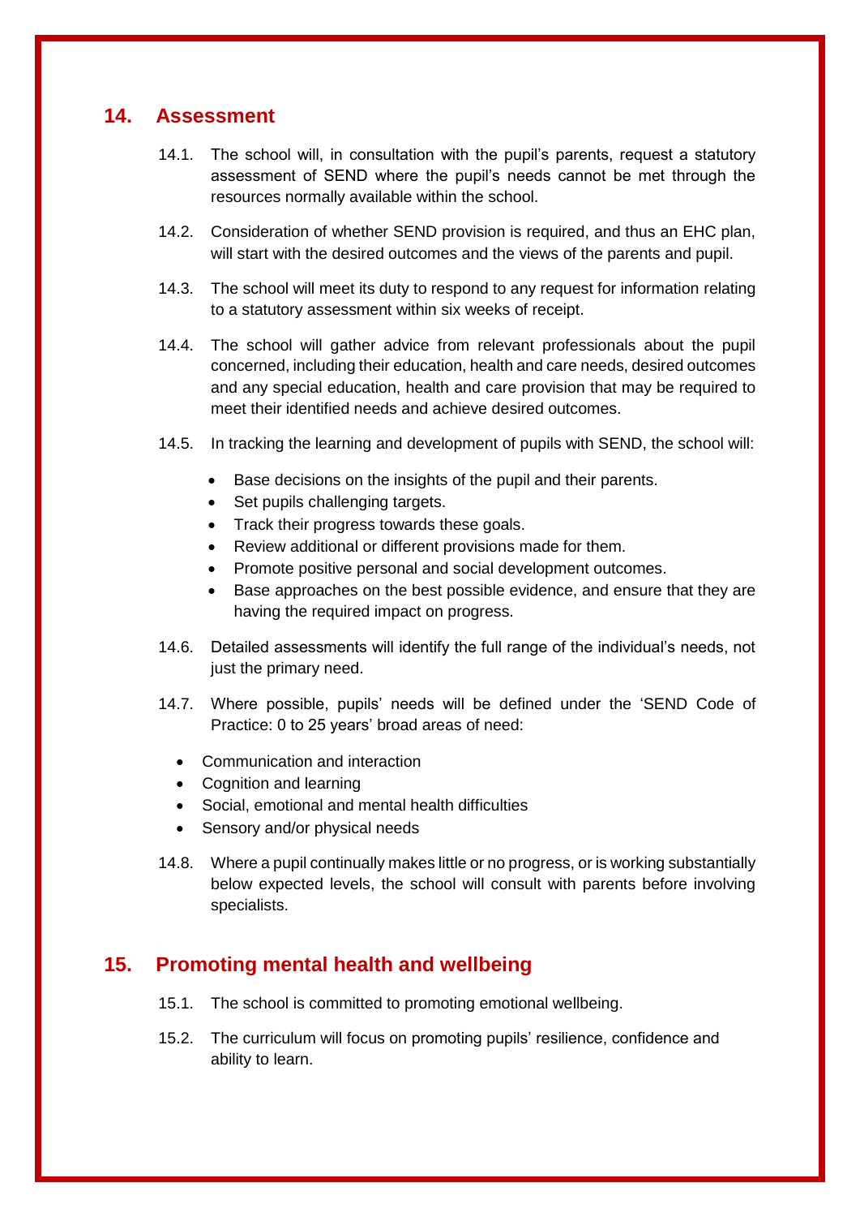## 14. Assessment

14.1. The school will, in consultation with the pupil's parents, request a statutory assessment of SEND where the pupil's needs cannot be met through the resources normally available within the school.

14.2. Consideration of whether SEND provision is required, and thus an EHC plan, will start with the desired outcomes and the views of the parents and pupil.

14.3. The school will meet its duty to respond to any request for information relating to a statutory assessment within six weeks of receipt.

14.4. The school will gather advice from relevant professionals about the pupil concerned, including their education, health and care needs, desired outcomes and any special education, health and care provision that may be required to meet their identified needs and achieve desired outcomes.

14.5. In tracking the learning and development of pupils with SEND, the school will:

- Base decisions on the insights of the pupil and their parents.
- Set pupils challenging targets.
- Track their progress towards these goals.
- Review additional or different provisions made for them.
- Promote positive personal and social development outcomes.
- Base approaches on the best possible evidence, and ensure that they are having the required impact on progress.

14.6. Detailed assessments will identify the full range of the individual's needs, not just the primary need.

14.7. Where possible, pupils' needs will be defined under the 'SEND Code of Practice: 0 to 25 years' broad areas of need:

- Communication and interaction
- Cognition and learning
- Social, emotional and mental health difficulties
- Sensory and/or physical needs

14.8. Where a pupil continually makes little or no progress, or is working substantially below expected levels, the school will consult with parents before involving specialists.

## 15. Promoting mental health and wellbeing

15.1. The school is committed to promoting emotional wellbeing.

15.2. The curriculum will focus on promoting pupils' resilience, confidence and ability to learn.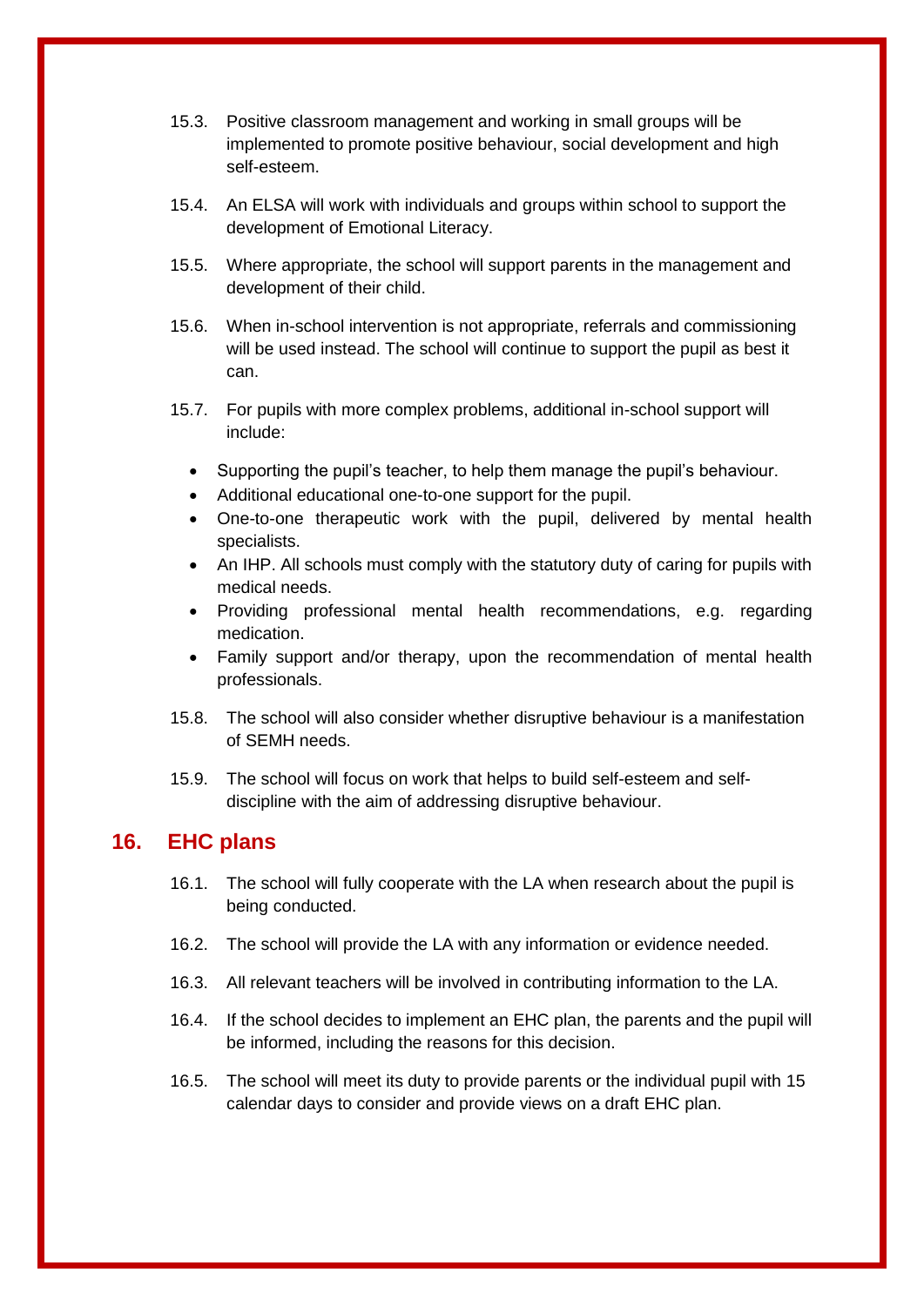15.3. Positive classroom management and working in small groups will be implemented to promote positive behaviour, social development and high self-esteem.

15.4. An ELSA will work with individuals and groups within school to support the development of Emotional Literacy.

15.5. Where appropriate, the school will support parents in the management and development of their child.

15.6. When in-school intervention is not appropriate, referrals and commissioning will be used instead. The school will continue to support the pupil as best it can.

15.7. For pupils with more complex problems, additional in-school support will include:

- Supporting the pupil's teacher, to help them manage the pupil's behaviour.
- Additional educational one-to-one support for the pupil.
- One-to-one therapeutic work with the pupil, delivered by mental health specialists.
- An IHP. All schools must comply with the statutory duty of caring for pupils with medical needs.
- Providing professional mental health recommendations, e.g. regarding medication.
- Family support and/or therapy, upon the recommendation of mental health professionals.

15.8. The school will also consider whether disruptive behaviour is a manifestation of SEMH needs.

15.9. The school will focus on work that helps to build self-esteem and self-discipline with the aim of addressing disruptive behaviour.

## 16. EHC plans

16.1. The school will fully cooperate with the LA when research about the pupil is being conducted.

16.2. The school will provide the LA with any information or evidence needed.

16.3. All relevant teachers will be involved in contributing information to the LA.

16.4. If the school decides to implement an EHC plan, the parents and the pupil will be informed, including the reasons for this decision.

16.5. The school will meet its duty to provide parents or the individual pupil with 15 calendar days to consider and provide views on a draft EHC plan.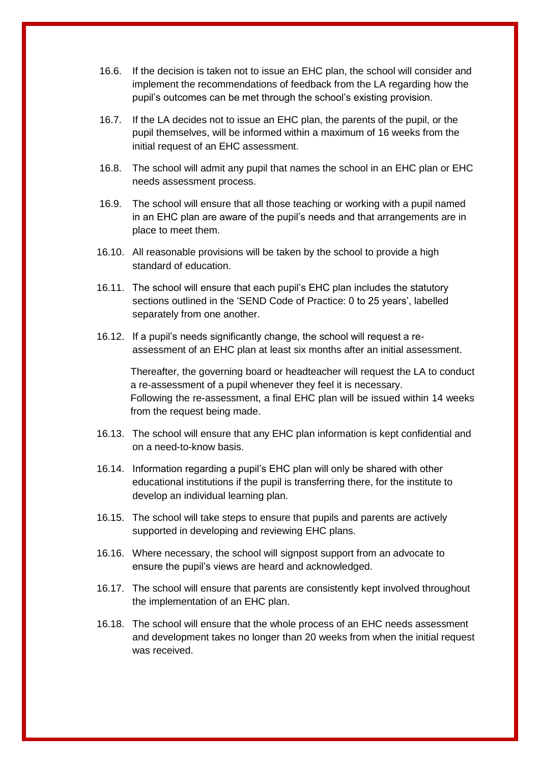16.6. If the decision is taken not to issue an EHC plan, the school will consider and implement the recommendations of feedback from the LA regarding how the pupil's outcomes can be met through the school's existing provision.

16.7. If the LA decides not to issue an EHC plan, the parents of the pupil, or the pupil themselves, will be informed within a maximum of 16 weeks from the initial request of an EHC assessment.

16.8. The school will admit any pupil that names the school in an EHC plan or EHC needs assessment process.

16.9. The school will ensure that all those teaching or working with a pupil named in an EHC plan are aware of the pupil's needs and that arrangements are in place to meet them.

16.10. All reasonable provisions will be taken by the school to provide a high standard of education.

16.11. The school will ensure that each pupil's EHC plan includes the statutory sections outlined in the 'SEND Code of Practice: 0 to 25 years', labelled separately from one another.

16.12. If a pupil's needs significantly change, the school will request a re-assessment of an EHC plan at least six months after an initial assessment.

Thereafter, the governing board or headteacher will request the LA to conduct a re-assessment of a pupil whenever they feel it is necessary. Following the re-assessment, a final EHC plan will be issued within 14 weeks from the request being made.

16.13. The school will ensure that any EHC plan information is kept confidential and on a need-to-know basis.

16.14. Information regarding a pupil's EHC plan will only be shared with other educational institutions if the pupil is transferring there, for the institute to develop an individual learning plan.

16.15. The school will take steps to ensure that pupils and parents are actively supported in developing and reviewing EHC plans.

16.16. Where necessary, the school will signpost support from an advocate to ensure the pupil's views are heard and acknowledged.

16.17. The school will ensure that parents are consistently kept involved throughout the implementation of an EHC plan.

16.18. The school will ensure that the whole process of an EHC needs assessment and development takes no longer than 20 weeks from when the initial request was received.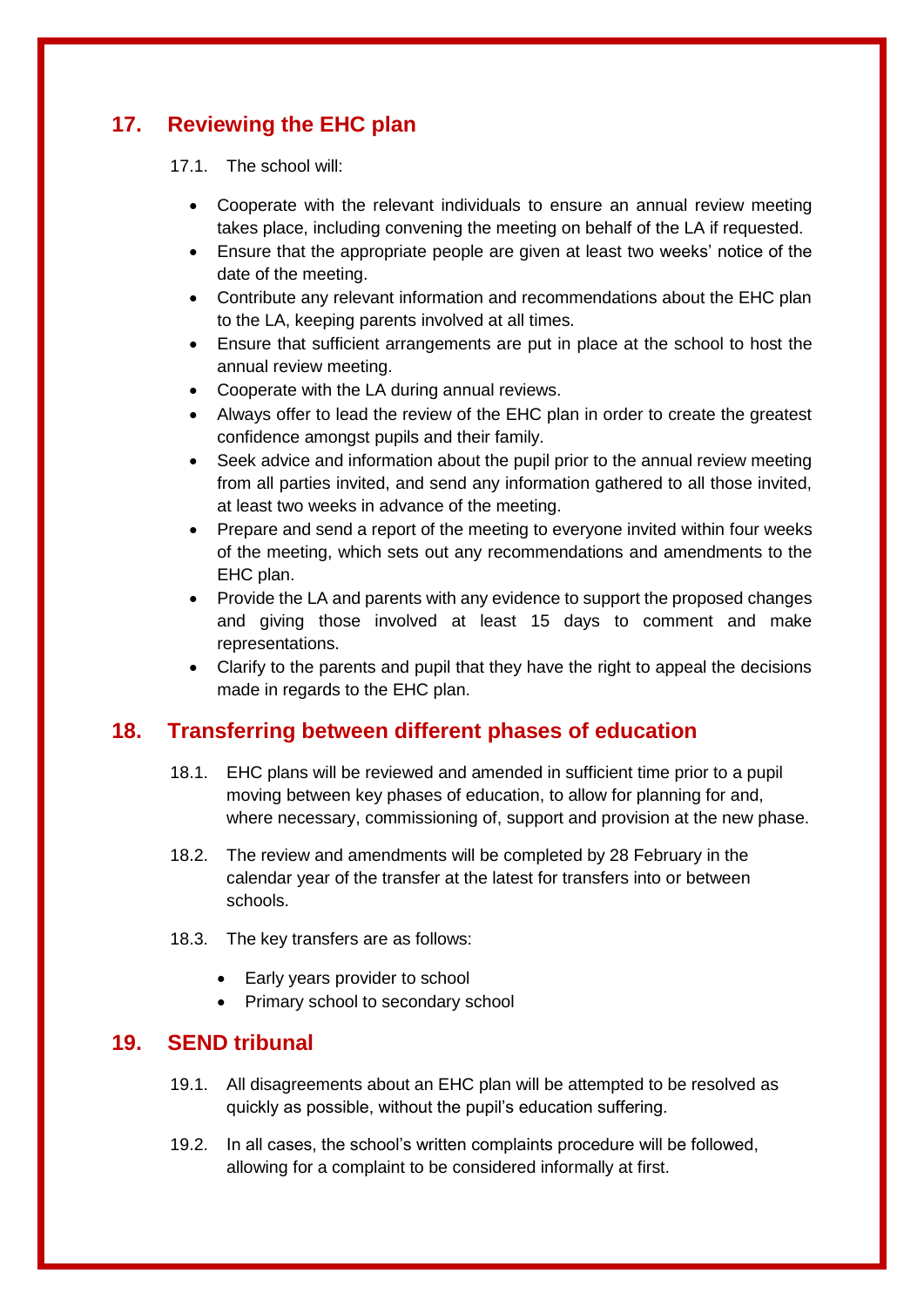## 17. Reviewing the EHC plan

17.1. The school will:

- Cooperate with the relevant individuals to ensure an annual review meeting takes place, including convening the meeting on behalf of the LA if requested.
- Ensure that the appropriate people are given at least two weeks' notice of the date of the meeting.
- Contribute any relevant information and recommendations about the EHC plan to the LA, keeping parents involved at all times.
- Ensure that sufficient arrangements are put in place at the school to host the annual review meeting.
- Cooperate with the LA during annual reviews.
- Always offer to lead the review of the EHC plan in order to create the greatest confidence amongst pupils and their family.
- Seek advice and information about the pupil prior to the annual review meeting from all parties invited, and send any information gathered to all those invited, at least two weeks in advance of the meeting.
- Prepare and send a report of the meeting to everyone invited within four weeks of the meeting, which sets out any recommendations and amendments to the EHC plan.
- Provide the LA and parents with any evidence to support the proposed changes and giving those involved at least 15 days to comment and make representations.
- Clarify to the parents and pupil that they have the right to appeal the decisions made in regards to the EHC plan.

## 18. Transferring between different phases of education

18.1. EHC plans will be reviewed and amended in sufficient time prior to a pupil moving between key phases of education, to allow for planning for and, where necessary, commissioning of, support and provision at the new phase.

18.2. The review and amendments will be completed by 28 February in the calendar year of the transfer at the latest for transfers into or between schools.

18.3. The key transfers are as follows:

- Early years provider to school
- Primary school to secondary school

## 19. SEND tribunal

19.1. All disagreements about an EHC plan will be attempted to be resolved as quickly as possible, without the pupil's education suffering.

19.2. In all cases, the school's written complaints procedure will be followed, allowing for a complaint to be considered informally at first.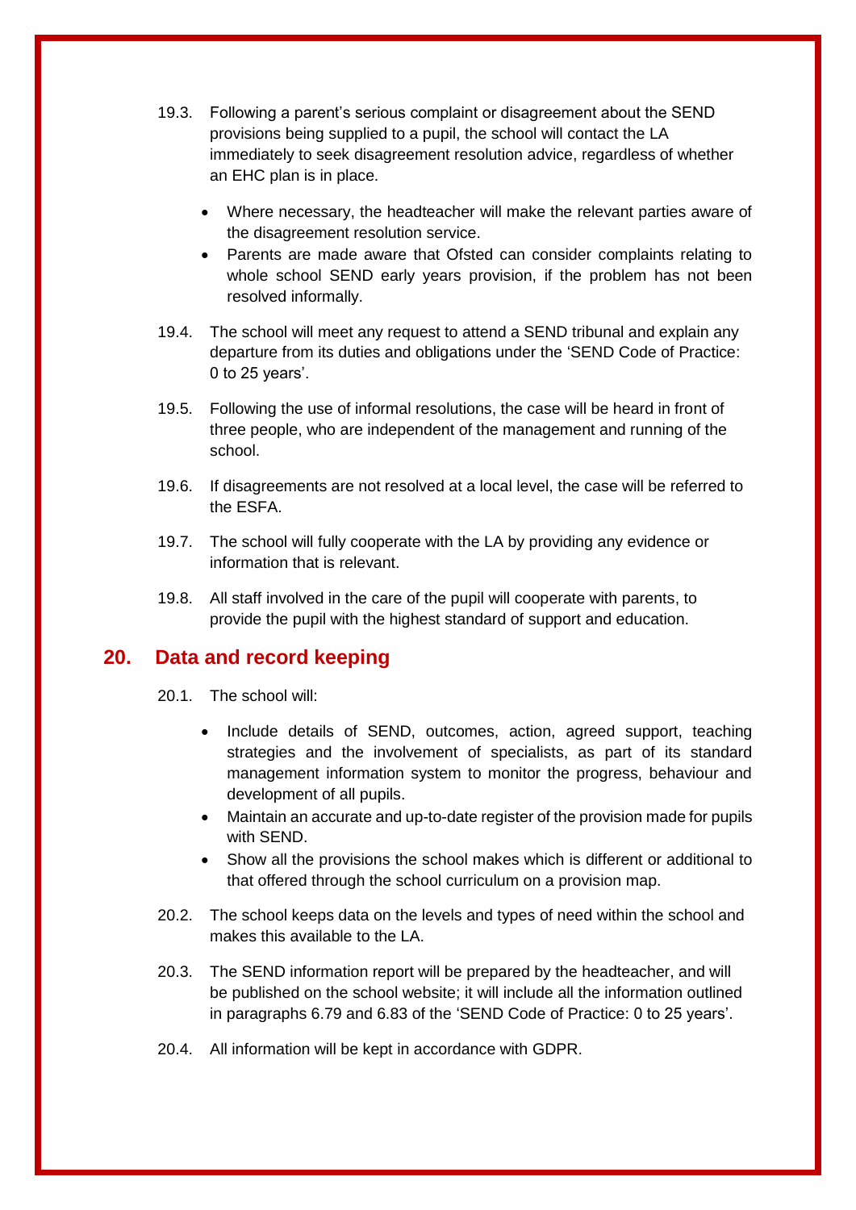19.3. Following a parent's serious complaint or disagreement about the SEND provisions being supplied to a pupil, the school will contact the LA immediately to seek disagreement resolution advice, regardless of whether an EHC plan is in place.

- Where necessary, the headteacher will make the relevant parties aware of the disagreement resolution service.
- Parents are made aware that Ofsted can consider complaints relating to whole school SEND early years provision, if the problem has not been resolved informally.

19.4. The school will meet any request to attend a SEND tribunal and explain any departure from its duties and obligations under the 'SEND Code of Practice: 0 to 25 years'.

19.5. Following the use of informal resolutions, the case will be heard in front of three people, who are independent of the management and running of the school.

19.6. If disagreements are not resolved at a local level, the case will be referred to the ESFA.

19.7. The school will fully cooperate with the LA by providing any evidence or information that is relevant.

19.8. All staff involved in the care of the pupil will cooperate with parents, to provide the pupil with the highest standard of support and education.

## 20. Data and record keeping

20.1. The school will:

- Include details of SEND, outcomes, action, agreed support, teaching strategies and the involvement of specialists, as part of its standard management information system to monitor the progress, behaviour and development of all pupils.
- Maintain an accurate and up-to-date register of the provision made for pupils with SEND.
- Show all the provisions the school makes which is different or additional to that offered through the school curriculum on a provision map.

20.2. The school keeps data on the levels and types of need within the school and makes this available to the LA.

20.3. The SEND information report will be prepared by the headteacher, and will be published on the school website; it will include all the information outlined in paragraphs 6.79 and 6.83 of the 'SEND Code of Practice: 0 to 25 years'.

20.4. All information will be kept in accordance with GDPR.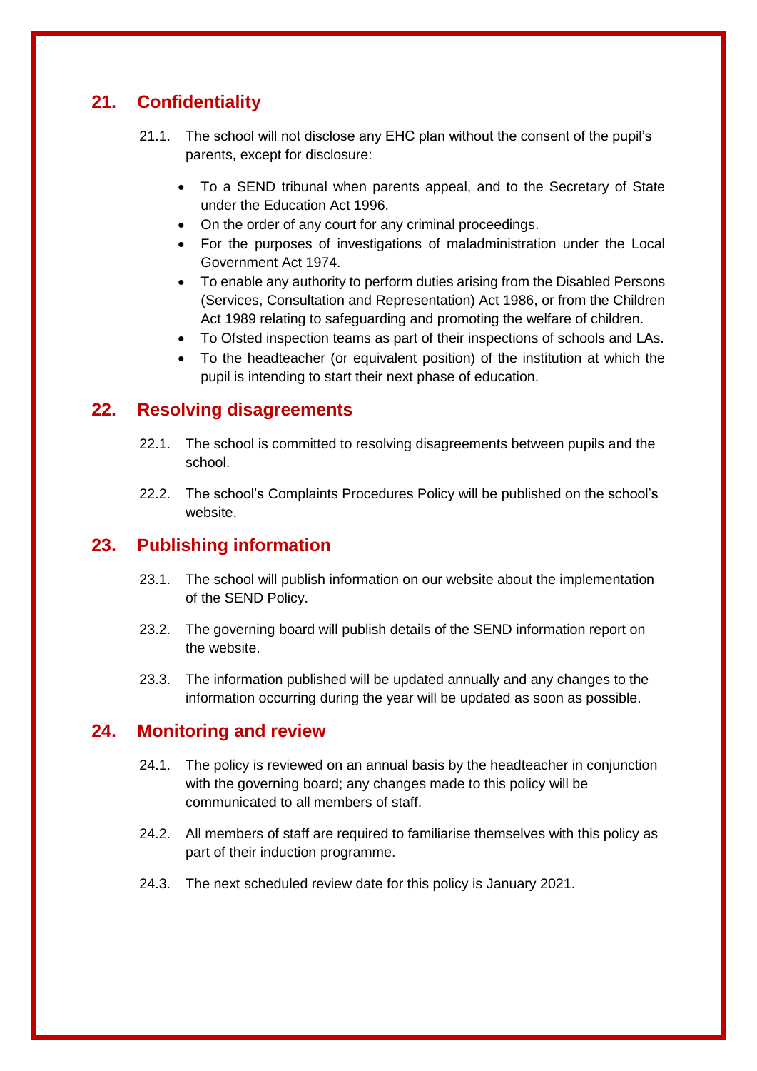## 21. Confidentiality

21.1. The school will not disclose any EHC plan without the consent of the pupil's parents, except for disclosure:

- To a SEND tribunal when parents appeal, and to the Secretary of State under the Education Act 1996.
- On the order of any court for any criminal proceedings.
- For the purposes of investigations of maladministration under the Local Government Act 1974.
- To enable any authority to perform duties arising from the Disabled Persons (Services, Consultation and Representation) Act 1986, or from the Children Act 1989 relating to safeguarding and promoting the welfare of children.
- To Ofsted inspection teams as part of their inspections of schools and LAs.
- To the headteacher (or equivalent position) of the institution at which the pupil is intending to start their next phase of education.

## 22. Resolving disagreements

22.1. The school is committed to resolving disagreements between pupils and the school.

22.2. The school's Complaints Procedures Policy will be published on the school's website.

## 23. Publishing information

23.1. The school will publish information on our website about the implementation of the SEND Policy.

23.2. The governing board will publish details of the SEND information report on the website.

23.3. The information published will be updated annually and any changes to the information occurring during the year will be updated as soon as possible.

## 24. Monitoring and review

24.1. The policy is reviewed on an annual basis by the headteacher in conjunction with the governing board; any changes made to this policy will be communicated to all members of staff.

24.2. All members of staff are required to familiarise themselves with this policy as part of their induction programme.

24.3. The next scheduled review date for this policy is January 2021.